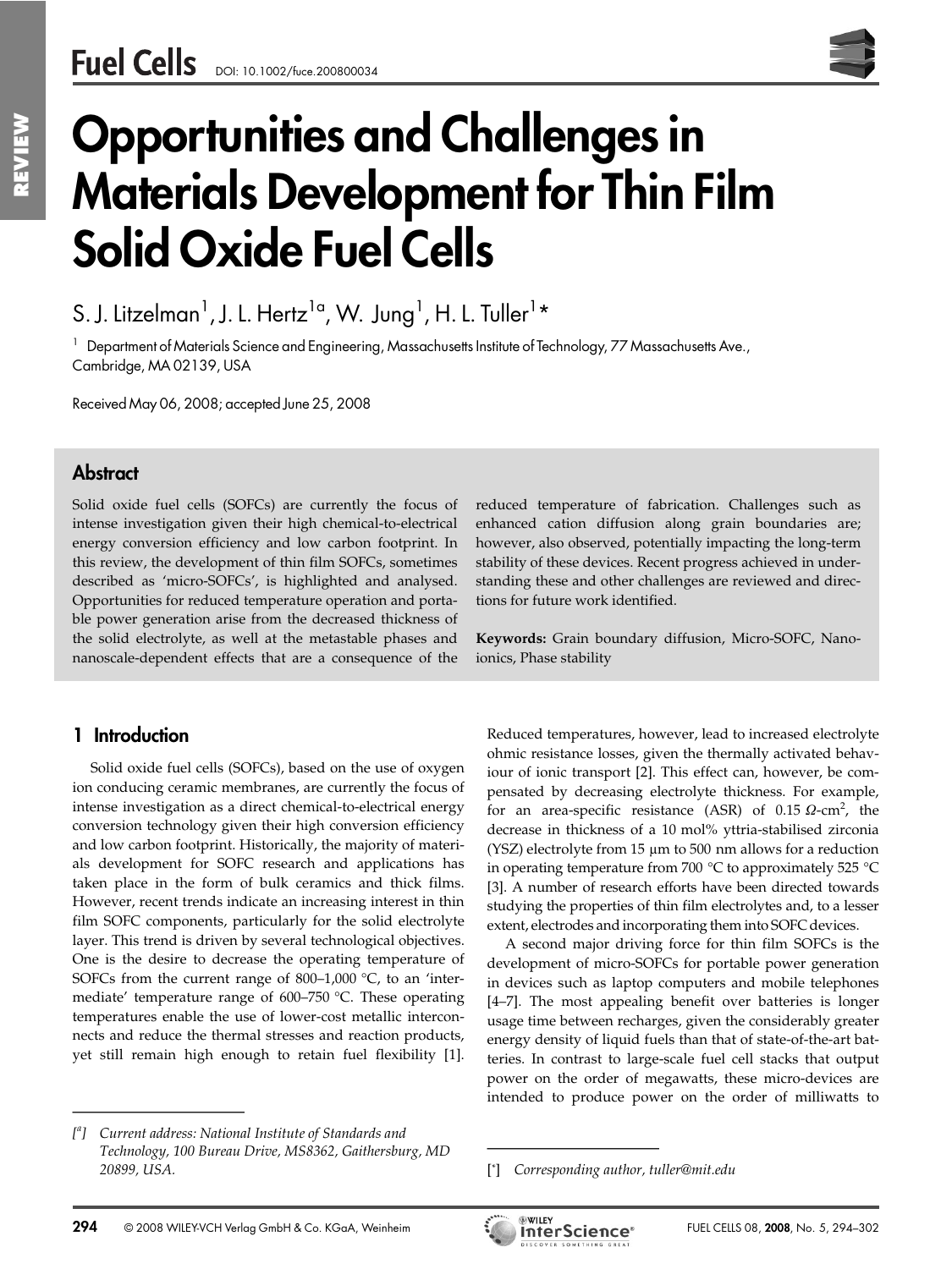# Opportunities and Challenges in Materials Development for Thin Film Solid Oxide Fuel Cells

S. J. Litzelman[1], J. L. Hertz[1a], W. Jung[1], H. L. Tuller[1]*

[1] Department of Materials Science and Engineering, Massachusetts Institute of Technology, 77 Massachusetts Ave., Cambridge, MA 02139, USA

Received May 06, 2008; accepted June 25, 2008

## Abstract

Solid oxide fuel cells (SOFCs) are currently the focus of intense investigation given their high chemical-to-electrical energy conversion efficiency and low carbon footprint. In this review, the development of thin film SOFCs, sometimes described as 'micro-SOFCs', is highlighted and analysed. Opportunities for reduced temperature operation and portable power generation arise from the decreased thickness of the solid electrolyte, as well at the metastable phases and nanoscale-dependent effects that are a consequence of the reduced temperature of fabrication. Challenges such as enhanced cation diffusion along grain boundaries are; however, also observed, potentially impacting the long-term stability of these devices. Recent progress achieved in understanding these and other challenges are reviewed and directions for future work identified.

**Keywords:** Grain boundary diffusion, Micro-SOFC, Nanoionics, Phase stability

## 1 Introduction

Solid oxide fuel cells (SOFCs), based on the use of oxygen ion conducting ceramic membranes, are currently the focus of intense investigation as a direct chemical-to-electrical energy conversion technology given their high conversion efficiency and low carbon footprint. Historically, the majority of materials development for SOFC research and applications has taken place in the form of bulk ceramics and thick films. However, recent trends indicate an increasing interest in thin film SOFC components, particularly for the solid electrolyte layer. This trend is driven by several technological objectives. One is the desire to decrease the operating temperature of SOFCs from the current range of 800–1,000 °C, to an 'intermediate' temperature range of 600–750 °C. These operating temperatures enable the use of lower-cost metallic interconnects and reduce the thermal stresses and reaction products, yet still remain high enough to retain fuel flexibility [1]. Reduced temperatures, however, lead to increased electrolyte ohmic resistance losses, given the thermally activated behaviour of ionic transport [2]. This effect can, however, be compensated by decreasing electrolyte thickness. For example, for an area-specific resistance (ASR) of 0.15 $\Omega$-cm$^2$, the decrease in thickness of a 10 mol% yttria-stabilised zirconia (YSZ) electrolyte from 15 µm to 500 nm allows for a reduction in operating temperature from 700 °C to approximately 525 °C [3]. A number of research efforts have been directed towards studying the properties of thin film electrolytes and, to a lesser extent, electrodes and incorporating them into SOFC devices.

A second major driving force for thin film SOFCs is the development of micro-SOFCs for portable power generation in devices such as laptop computers and mobile telephones [4–7]. The most appealing benefit over batteries is longer usage time between recharges, given the considerably greater energy density of liquid fuels than that of state-of-the-art batteries. In contrast to large-scale fuel cell stacks that output power on the order of megawatts, these micro-devices are intended to produce power on the order of milliwatts to

[a] *Current address: National Institute of Standards and Technology, 100 Bureau Drive, MS8362, Gaithersburg, MD 20899, USA.*

[*] *Corresponding author, tuller@mit.edu*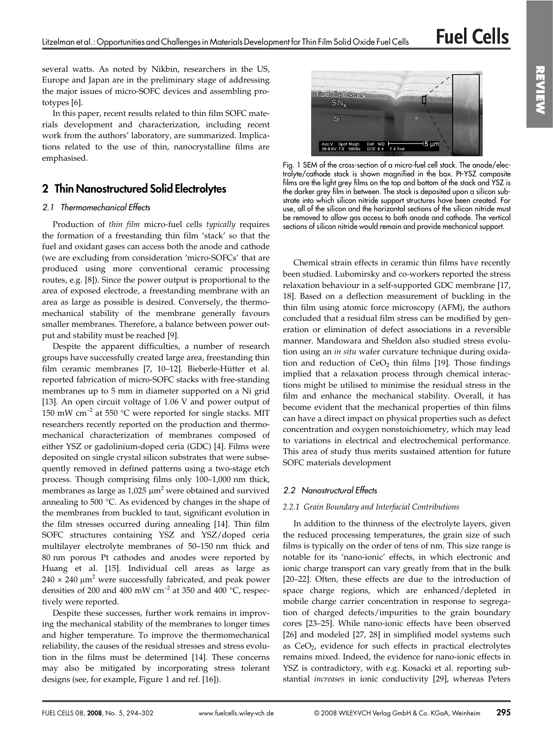several watts. As noted by Nikbin, researchers in the US, Europe and Japan are in the preliminary stage of addressing the major issues of micro-SOFC devices and assembling prototypes [6].

In this paper, recent results related to thin film SOFC materials development and characterization, including recent work from the authors' laboratory, are summarized. Implications related to the use of thin, nanocrystalline films are emphasised.

## 2 Thin Nanostructured Solid Electrolytes

### 2.1 Thermomechanical Effects

Production of *thin film* micro-fuel cells *typically* requires the formation of a freestanding thin film 'stack' so that the fuel and oxidant gases can access both the anode and cathode (we are excluding from consideration 'micro-SOFCs' that are produced using more conventional ceramic processing routes, e.g. [8]). Since the power output is proportional to the area of exposed electrode, a freestanding membrane with an area as large as possible is desired. Conversely, the thermomechanical stability of the membrane generally favours smaller membranes. Therefore, a balance between power output and stability must be reached [9].

Despite the apparent difficulties, a number of research groups have successfully created large area, freestanding thin film ceramic membranes [7, 10–12]. Bieberle-Hütter et al. reported fabrication of micro-SOFC stacks with free-standing membranes up to 5 mm in diameter supported on a Ni grid [13]. An open circuit voltage of 1.06 V and power output of 150 mW cm$^{-2}$ at 550 °C were reported for single stacks. MIT researchers recently reported on the production and thermomechanical characterization of membranes composed of either YSZ or gadolinium-doped ceria (GDC) [4]. Films were deposited on single crystal silicon substrates that were subsequently removed in defined patterns using a two-stage etch process. Though comprising films only 100–1,000 nm thick, membranes as large as 1,025 μm$^2$ were obtained and survived annealing to 500 °C. As evidenced by changes in the shape of the membranes from buckled to taut, significant evolution in the film stresses occurred during annealing [14]. Thin film SOFC structures containing YSZ and YSZ/doped ceria multilayer electrolyte membranes of 50–150 nm thick and 80 nm porous Pt cathodes and anodes were reported by Huang et al. [15]. Individual cell areas as large as 240 × 240 μm$^2$ were successfully fabricated, and peak power densities of 200 and 400 mW cm$^{-2}$ at 350 and 400 °C, respectively were reported.

Despite these successes, further work remains in improving the mechanical stability of the membranes to longer times and higher temperature. To improve the thermomechanical reliability, the causes of the residual stresses and stress evolution in the films must be determined [14]. These concerns may also be mitigated by incorporating stress tolerant designs (see, for example, Figure 1 and ref. [16]).

Fuel Cell Stack
$SiN_x$
Si
Acc.V Spot Magn Det WD
30.0 kV 7.0 5000x GSE 8.4 2.4 Torr
5 μm

Fig. 1 SEM of the cross-section of a micro-fuel cell stack. The anode/electrolyte/cathode stack is shown magnified in the box. Pt-YSZ composite films are the light grey films on the top and bottom of the stack and YSZ is the darker grey film in between. The stack is deposited upon a silicon substrate into which silicon nitride support structures have been created. For use, all of the silicon and the horizontal sections of the silicon nitride must be removed to allow gas access to both anode and cathode. The vertical sections of silicon nitride would remain and provide mechanical support.

Chemical strain effects in ceramic thin films have recently been studied. Lubomirsky and co-workers reported the stress relaxation behaviour in a self-supported GDC membrane [17, 18]. Based on a deflection measurement of buckling in the thin film using atomic force microscopy (AFM), the authors concluded that a residual film stress can be modified by generation or elimination of defect associations in a reversible manner. Mandowara and Sheldon also studied stress evolution using an *in situ* wafer curvature technique during oxidation and reduction of $CeO_2$ thin films [19]. Those findings implied that a relaxation process through chemical interactions might be utilised to minimise the residual stress in the film and enhance the mechanical stability. Overall, it has become evident that the mechanical properties of thin films can have a direct impact on physical properties such as defect concentration and oxygen nonstoichiometry, which may lead to variations in electrical and electrochemical performance. This area of study thus merits sustained attention for future SOFC materials development

### 2.2 Nanostructural Effects

#### 2.2.1 Grain Boundary and Interfacial Contributions

In addition to the thinness of the electrolyte layers, given the reduced processing temperatures, the grain size of such films is typically on the order of tens of nm. This size range is notable for its 'nano-ionic' effects, in which electronic and ionic charge transport can vary greatly from that in the bulk [20–22]. Often, these effects are due to the introduction of space charge regions, which are enhanced/depleted in mobile charge carrier concentration in response to segregation of charged defects/impurities to the grain boundary cores [23–25]. While nano-ionic effects have been observed [26] and modeled [27, 28] in simplified model systems such as $CeO_2$, evidence for such effects in practical electrolytes remains mixed. Indeed, the evidence for nano-ionic effects in YSZ is contradictory, with e.g. Kosacki et al. reporting substantial *increases* in ionic conductivity [29], whereas Peters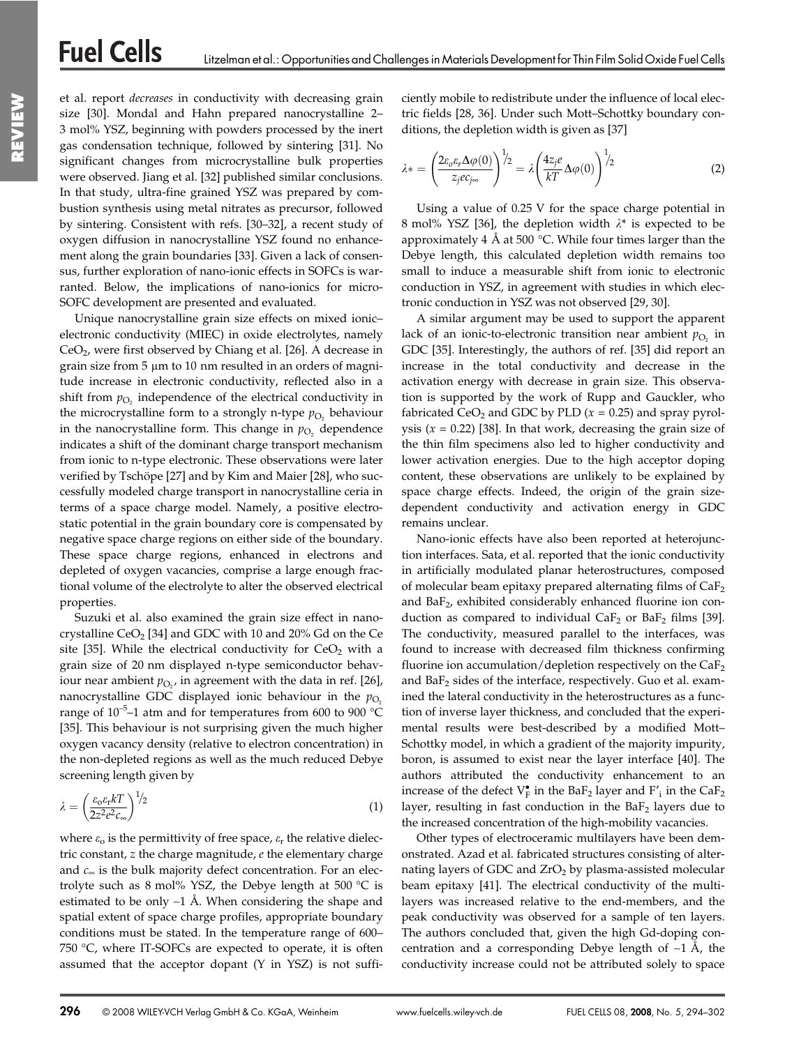et al. report *decreases* in conductivity with decreasing grain size [30]. Mondal and Hahn prepared nanocrystalline 2–3 mol% YSZ, beginning with powders processed by the inert gas condensation technique, followed by sintering [31]. No significant changes from microcrystalline bulk properties were observed. Jiang et al. [32] published similar conclusions. In that study, ultra-fine grained YSZ was prepared by combustion synthesis using metal nitrates as precursor, followed by sintering. Consistent with refs. [30–32], a recent study of oxygen diffusion in nanocrystalline YSZ found no enhancement along the grain boundaries [33]. Given a lack of consensus, further exploration of nano-ionic effects in SOFCs is warranted. Below, the implications of nano-ionics for micro-SOFC development are presented and evaluated.

Unique nanocrystalline grain size effects on mixed ionic–electronic conductivity (MIEC) in oxide electrolytes, namely $CeO_2$, were first observed by Chiang et al. [26]. A decrease in grain size from 5 μm to 10 nm resulted in an orders of magnitude increase in electronic conductivity, reflected also in a shift from $p_{O_2}$ independence of the electrical conductivity in the microcrystalline form to a strongly n-type $p_{O_2}$ behaviour in the nanocrystalline form. This change in $p_{O_2}$ dependence indicates a shift of the dominant charge transport mechanism from ionic to n-type electronic. These observations were later verified by Tschöpe [27] and by Kim and Maier [28], who successfully modeled charge transport in nanocrystalline ceria in terms of a space charge model. Namely, a positive electrostatic potential in the grain boundary core is compensated by negative space charge regions on either side of the boundary. These space charge regions, enhanced in electrons and depleted of oxygen vacancies, comprise a large enough fractional volume of the electrolyte to alter the observed electrical properties.

Suzuki et al. also examined the grain size effect in nanocrystalline $CeO_2$ [34] and GDC with 10 and 20% Gd on the Ce site [35]. While the electrical conductivity for $CeO_2$ with a grain size of 20 nm displayed n-type semiconductor behaviour near ambient $p_{O_2}$, in agreement with the data in ref. [26], nanocrystalline GDC displayed ionic behaviour in the $p_{O_2}$ range of $10^{-5}$–1 atm and for temperatures from 600 to 900 °C [35]. This behaviour is not surprising given the much higher oxygen vacancy density (relative to electron concentration) in the non-depleted regions as well as the much reduced Debye screening length given by

$$\lambda = \left(\frac{\varepsilon_o \varepsilon_r kT}{2z^2 e^2 c_\infty}\right)^{1/2} \tag{1}$$

where $\varepsilon_o$ is the permittivity of free space, $\varepsilon_r$ the relative dielectric constant, $z$ the charge magnitude, $e$ the elementary charge and $c_\infty$ is the bulk majority defect concentration. For an electrolyte such as 8 mol% YSZ, the Debye length at 500 °C is estimated to be only ~1 Å. When considering the shape and spatial extent of space charge profiles, appropriate boundary conditions must be stated. In the temperature range of 600–750 °C, where IT-SOFCs are expected to operate, it is often assumed that the acceptor dopant (Y in YSZ) is not sufficiently mobile to redistribute under the influence of local electric fields [28, 36]. Under such Mott–Schottky boundary conditions, the depletion width is given as [37]

$$\lambda* = \left(\frac{2\varepsilon_o \varepsilon_r \Delta\varphi(0)}{z_j e c_{j\infty}}\right)^{1/2} = \lambda\left(\frac{4 z_j e}{kT}\Delta\varphi(0)\right)^{1/2} \tag{2}$$

Using a value of 0.25 V for the space charge potential in 8 mol% YSZ [36], the depletion width $\lambda^*$ is expected to be approximately 4 Å at 500 °C. While four times larger than the Debye length, this calculated depletion width remains too small to induce a measurable shift from ionic to electronic conduction in YSZ, in agreement with studies in which electronic conduction in YSZ was not observed [29, 30].

A similar argument may be used to support the apparent lack of an ionic-to-electronic transition near ambient $p_{O_2}$ in GDC [35]. Interestingly, the authors of ref. [35] did report an increase in the total conductivity and decrease in the activation energy with decrease in grain size. This observation is supported by the work of Rupp and Gauckler, who fabricated $CeO_2$ and GDC by PLD ($x$ = 0.25) and spray pyrolysis ($x$ = 0.22) [38]. In that work, decreasing the grain size of the thin film specimens also led to higher conductivity and lower activation energies. Due to the high acceptor doping content, these observations are unlikely to be explained by space charge effects. Indeed, the origin of the grain size-dependent conductivity and activation energy in GDC remains unclear.

Nano-ionic effects have also been reported at heterojunction interfaces. Sata, et al. reported that the ionic conductivity in artificially modulated planar heterostructures, composed of molecular beam epitaxy prepared alternating films of $CaF_2$ and $BaF_2$, exhibited considerably enhanced fluorine ion conduction as compared to individual $CaF_2$ or $BaF_2$ films [39]. The conductivity, measured parallel to the interfaces, was found to increase with decreased film thickness confirming fluorine ion accumulation/depletion respectively on the $CaF_2$ and $BaF_2$ sides of the interface, respectively. Guo et al. examined the lateral conductivity in the heterostructures as a function of inverse layer thickness, and concluded that the experimental results were best-described by a modified Mott–Schottky model, in which a gradient of the majority impurity, boron, is assumed to exist near the layer interface [40]. The authors attributed the conductivity enhancement to an increase of the defect $V_F^{\bullet}$ in the $BaF_2$ layer and $F'_i$ in the $CaF_2$ layer, resulting in fast conduction in the $BaF_2$ layers due to the increased concentration of the high-mobility vacancies.

Other types of electroceramic multilayers have been demonstrated. Azad et al. fabricated structures consisting of alternating layers of GDC and $ZrO_2$ by plasma-assisted molecular beam epitaxy [41]. The electrical conductivity of the multilayers was increased relative to the end-members, and the peak conductivity was observed for a sample of ten layers. The authors concluded that, given the high Gd-doping concentration and a corresponding Debye length of ~1 Å, the conductivity increase could not be attributed solely to space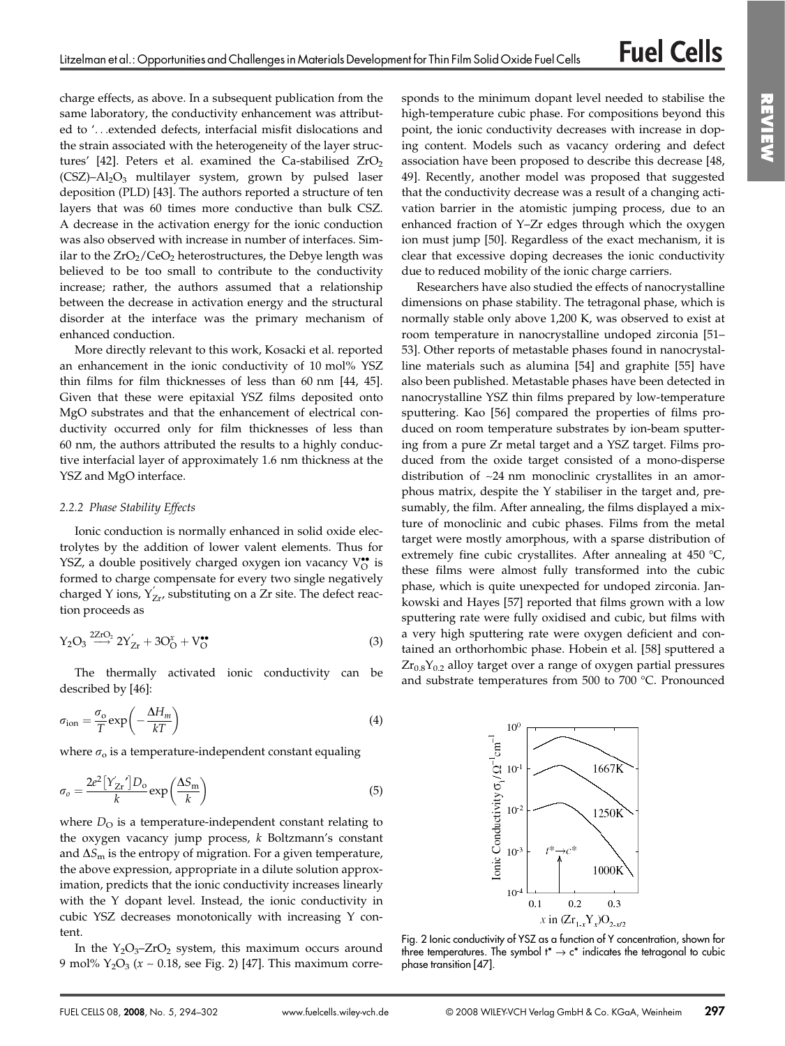charge effects, as above. In a subsequent publication from the same laboratory, the conductivity enhancement was attributed to '...extended defects, interfacial misfit dislocations and the strain associated with the heterogeneity of the layer structures' [42]. Peters et al. examined the Ca-stabilised $ZrO_2$ (CSZ)–$Al_2O_3$ multilayer system, grown by pulsed laser deposition (PLD) [43]. The authors reported a structure of ten layers that was 60 times more conductive than bulk CSZ. A decrease in the activation energy for the ionic conduction was also observed with increase in number of interfaces. Similar to the $ZrO_2/CeO_2$ heterostructures, the Debye length was believed to be too small to contribute to the conductivity increase; rather, the authors assumed that a relationship between the decrease in activation energy and the structural disorder at the interface was the primary mechanism of enhanced conduction.

More directly relevant to this work, Kosacki et al. reported an enhancement in the ionic conductivity of 10 mol% YSZ thin films for film thicknesses of less than 60 nm [44, 45]. Given that these were epitaxial YSZ films deposited onto MgO substrates and that the enhancement of electrical conductivity occurred only for film thicknesses of less than 60 nm, the authors attributed the results to a highly conductive interfacial layer of approximately 1.6 nm thickness at the YSZ and MgO interface.

#### *2.2.2 Phase Stability Effects*

Ionic conduction is normally enhanced in solid oxide electrolytes by the addition of lower valent elements. Thus for YSZ, a double positively charged oxygen ion vacancy $V_O^{\bullet\bullet}$ is formed to charge compensate for every two single negatively charged Y ions, $Y_{Zr}'$, substituting on a Zr site. The defect reaction proceeds as

$$Y_2O_3 \overset{2ZrO_2}{\longrightarrow} 2Y_{Zr}' + 3O_O^x + V_O^{\bullet\bullet} \tag{3}$$

The thermally activated ionic conductivity can be described by [46]:

$$\sigma_{ion} = \frac{\sigma_o}{T}\exp\left(-\frac{\Delta H_m}{kT}\right) \tag{4}$$

where $\sigma_o$ is a temperature-independent constant equaling

$$\sigma_o = \frac{2e^2\left[Y_{Zr}'\right]D_o}{k}\exp\left(\frac{\Delta S_m}{k}\right) \tag{5}$$

where $D_O$ is a temperature-independent constant relating to the oxygen vacancy jump process, $k$ Boltzmann's constant and $\Delta S_m$ is the entropy of migration. For a given temperature, the above expression, appropriate in a dilute solution approximation, predicts that the ionic conductivity increases linearly with the Y dopant level. Instead, the ionic conductivity in cubic YSZ decreases monotonically with increasing Y content.

In the $Y_2O_3$–$ZrO_2$ system, this maximum occurs around 9 mol% $Y_2O_3$ ($x \sim 0.18$, see Fig. 2) [47]. This maximum corresponds to the minimum dopant level needed to stabilise the high-temperature cubic phase. For compositions beyond this point, the ionic conductivity decreases with increase in doping content. Models such as vacancy ordering and defect association have been proposed to describe this decrease [48, 49]. Recently, another model was proposed that suggested that the conductivity decrease was a result of a changing activation barrier in the atomistic jumping process, due to an enhanced fraction of Y–Zr edges through which the oxygen ion must jump [50]. Regardless of the exact mechanism, it is clear that excessive doping decreases the ionic conductivity due to reduced mobility of the ionic charge carriers.

Researchers have also studied the effects of nanocrystalline dimensions on phase stability. The tetragonal phase, which is normally stable only above 1,200 K, was observed to exist at room temperature in nanocrystalline undoped zirconia [51–53]. Other reports of metastable phases found in nanocrystalline materials such as alumina [54] and graphite [55] have also been published. Metastable phases have been detected in nanocrystalline YSZ thin films prepared by low-temperature sputtering. Kao [56] compared the properties of films produced on room temperature substrates by ion-beam sputtering from a pure Zr metal target and a YSZ target. Films produced from the oxide target consisted of a mono-disperse distribution of ~24 nm monoclinic crystallites in an amorphous matrix, despite the Y stabiliser in the target and, presumably, the film. After annealing, the films displayed a mixture of monoclinic and cubic phases. Films from the metal target were mostly amorphous, with a sparse distribution of extremely fine cubic crystallites. After annealing at 450 °C, these films were almost fully transformed into the cubic phase, which is quite unexpected for undoped zirconia. Jankowski and Hayes [57] reported that films grown with a low sputtering rate were fully oxidised and cubic, but films with a very high sputtering rate were oxygen deficient and contained an orthorhombic phase. Hobein et al. [58] sputtered a $Zr_{0.8}Y_{0.2}$ alloy target over a range of oxygen partial pressures and substrate temperatures from 500 to 700 °C. Pronounced

Fig. 2 Ionic conductivity of YSZ as a function of Y concentration, shown for three temperatures. The symbol $t^* \rightarrow c^*$ indicates the tetragonal to cubic phase transition [47].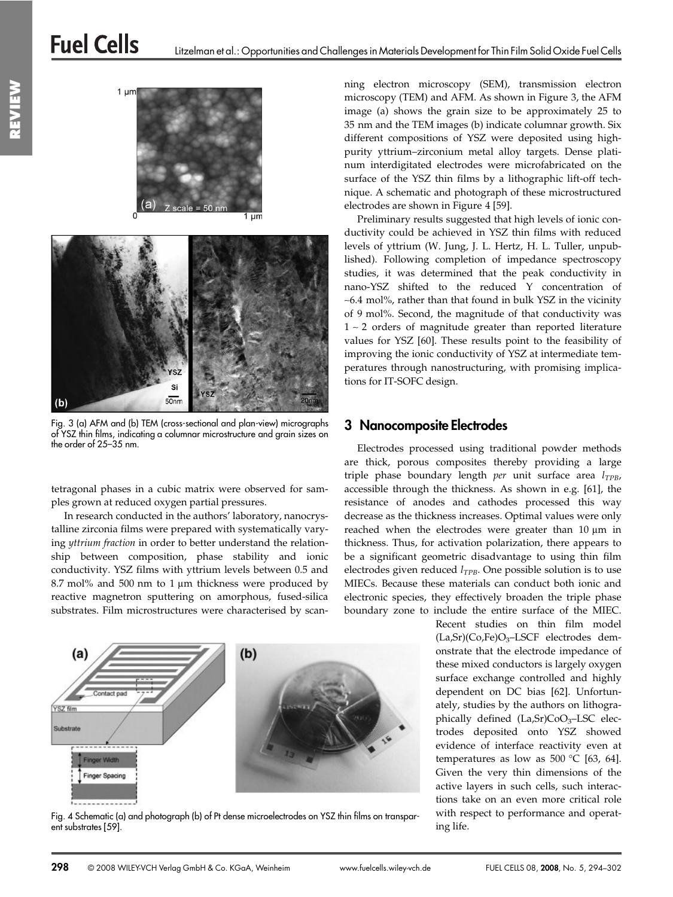Fig. 3 (a) AFM and (b) TEM (cross-sectional and plan-view) micrographs of YSZ thin films, indicating a columnar microstructure and grain sizes on the order of 25–35 nm.

tetragonal phases in a cubic matrix were observed for samples grown at reduced oxygen partial pressures.

In research conducted in the authors' laboratory, nanocrystalline zirconia films were prepared with systematically varying *yttrium fraction* in order to better understand the relationship between composition, phase stability and ionic conductivity. YSZ films with yttrium levels between 0.5 and 8.7 mol% and 500 nm to 1 µm thickness were produced by reactive magnetron sputtering on amorphous, fused-silica substrates. Film microstructures were characterised by scanning electron microscopy (SEM), transmission electron microscopy (TEM) and AFM. As shown in Figure 3, the AFM image (a) shows the grain size to be approximately 25 to 35 nm and the TEM images (b) indicate columnar growth. Six different compositions of YSZ were deposited using high-purity yttrium–zirconium metal alloy targets. Dense platinum interdigitated electrodes were microfabricated on the surface of the YSZ thin films by a lithographic lift-off technique. A schematic and photograph of these microstructured electrodes are shown in Figure 4 [59].

Preliminary results suggested that high levels of ionic conductivity could be achieved in YSZ thin films with reduced levels of yttrium (W. Jung, J. L. Hertz, H. L. Tuller, unpublished). Following completion of impedance spectroscopy studies, it was determined that the peak conductivity in nano-YSZ shifted to the reduced Y concentration of ~6.4 mol%, rather than that found in bulk YSZ in the vicinity of 9 mol%. Second, the magnitude of that conductivity was 1 ~ 2 orders of magnitude greater than reported literature values for YSZ [60]. These results point to the feasibility of improving the ionic conductivity of YSZ at intermediate temperatures through nanostructuring, with promising implications for IT-SOFC design.

## 3 Nanocomposite Electrodes

Electrodes processed using traditional powder methods are thick, porous composites thereby providing a large triple phase boundary length *per* unit surface area $l_{TPB}$, accessible through the thickness. As shown in e.g. [61], the resistance of anodes and cathodes processed this way decrease as the thickness increases. Optimal values were only reached when the electrodes were greater than 10 µm in thickness. Thus, for activation polarization, there appears to be a significant geometric disadvantage to using thin film electrodes given reduced $l_{TPB}$. One possible solution is to use MIECs. Because these materials can conduct both ionic and electronic species, they effectively broaden the triple phase boundary zone to include the entire surface of the MIEC. Recent studies on thin film model $(La,Sr)(Co,Fe)O_3$–LSCF electrodes demonstrate that the electrode impedance of these mixed conductors is largely oxygen surface exchange controlled and highly dependent on DC bias [62]. Unfortunately, studies by the authors on lithographically defined $(La,Sr)CoO_3$–LSC electrodes deposited onto YSZ showed evidence of interface reactivity even at temperatures as low as 500 °C [63, 64]. Given the very thin dimensions of the active layers in such cells, such interactions take on an even more critical role with respect to performance and operating life.

Fig. 4 Schematic (a) and photograph (b) of Pt dense microelectrodes on YSZ thin films on transparent substrates [59].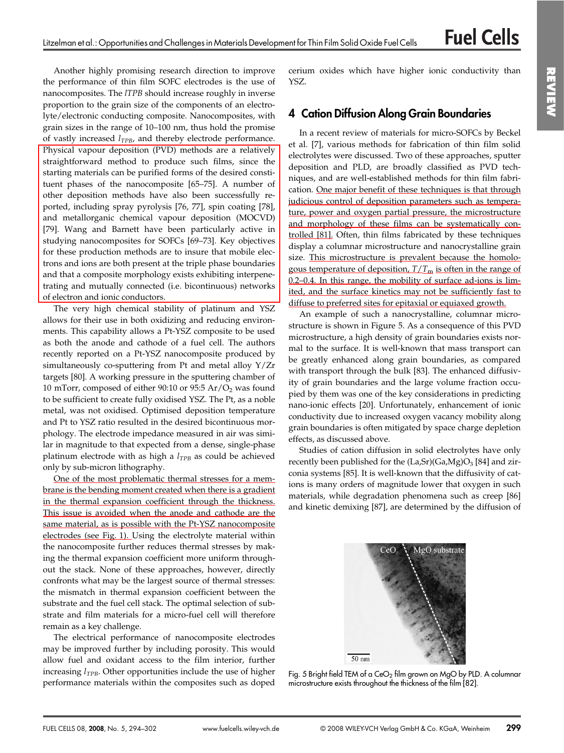Another highly promising research direction to improve the performance of thin film SOFC electrodes is the use of nanocomposites. The *lTPB* should increase roughly in inverse proportion to the grain size of the components of an electrolyte/electronic conducting composite. Nanocomposites, with grain sizes in the range of 10–100 nm, thus hold the promise of vastly increased $l_{TPB}$, and thereby electrode performance. Physical vapour deposition (PVD) methods are a relatively straightforward method to produce such films, since the starting materials can be purified forms of the desired constituent phases of the nanocomposite [65–75]. A number of other deposition methods have also been successfully reported, including spray pyrolysis [76, 77], spin coating [78], and metallorganic chemical vapour deposition (MOCVD) [79]. Wang and Barnett have been particularly active in studying nanocomposites for SOFCs [69–73]. Key objectives for these production methods are to insure that mobile electrons and ions are both present at the triple phase boundaries and that a composite morphology exists exhibiting interpenetrating and mutually connected (i.e. bicontinuous) networks of electron and ionic conductors.

The very high chemical stability of platinum and YSZ allows for their use in both oxidizing and reducing environments. This capability allows a Pt-YSZ composite to be used as both the anode and cathode of a fuel cell. The authors recently reported on a Pt-YSZ nanocomposite produced by simultaneously co-sputtering from Pt and metal alloy Y/Zr targets [80]. A working pressure in the sputtering chamber of 10 mTorr, composed of either 90:10 or 95:5 $Ar/O_2$ was found to be sufficient to create fully oxidised YSZ. The Pt, as a noble metal, was not oxidised. Optimised deposition temperature and Pt to YSZ ratio resulted in the desired bicontinuous morphology. The electrode impedance measured in air was similar in magnitude to that expected from a dense, single-phase platinum electrode with as high a $l_{TPB}$ as could be achieved only by sub-micron lithography.

One of the most problematic thermal stresses for a membrane is the bending moment created when there is a gradient in the thermal expansion coefficient through the thickness. This issue is avoided when the anode and cathode are the same material, as is possible with the Pt-YSZ nanocomposite electrodes (see Fig. 1). Using the electrolyte material within the nanocomposite further reduces thermal stresses by making the thermal expansion coefficient more uniform throughout the stack. None of these approaches, however, directly confronts what may be the largest source of thermal stresses: the mismatch in thermal expansion coefficient between the substrate and the fuel cell stack. The optimal selection of substrate and film materials for a micro-fuel cell will therefore remain as a key challenge.

The electrical performance of nanocomposite electrodes may be improved further by including porosity. This would allow fuel and oxidant access to the film interior, further increasing $l_{TPB}$. Other opportunities include the use of higher performance materials within the composites such as doped cerium oxides which have higher ionic conductivity than YSZ.

## 4 Cation Diffusion Along Grain Boundaries

In a recent review of materials for micro-SOFCs by Beckel et al. [7], various methods for fabrication of thin film solid electrolytes were discussed. Two of these approaches, sputter deposition and PLD, are broadly classified as PVD techniques, and are well-established methods for thin film fabrication. One major benefit of these techniques is that through judicious control of deposition parameters such as temperature, power and oxygen partial pressure, the microstructure and morphology of these films can be systematically controlled [81]. Often, thin films fabricated by these techniques display a columnar microstructure and nanocrystalline grain size. This microstructure is prevalent because the homologous temperature of deposition, $T/T_m$ is often in the range of 0.2–0.4. In this range, the mobility of surface ad-ions is limited, and the surface kinetics may not be sufficiently fast to diffuse to preferred sites for epitaxial or equiaxed growth.

An example of such a nanocrystalline, columnar microstructure is shown in Figure 5. As a consequence of this PVD microstructure, a high density of grain boundaries exists normal to the surface. It is well-known that mass transport can be greatly enhanced along grain boundaries, as compared with transport through the bulk [83]. The enhanced diffusivity of grain boundaries and the large volume fraction occupied by them was one of the key considerations in predicting nano-ionic effects [20]. Unfortunately, enhancement of ionic conductivity due to increased oxygen vacancy mobility along grain boundaries is often mitigated by space charge depletion effects, as discussed above.

Studies of cation diffusion in solid electrolytes have only recently been published for the $(La,Sr)(Ga,Mg)O_3$ [84] and zirconia systems [85]. It is well-known that the diffusivity of cations is many orders of magnitude lower that oxygen in such materials, while degradation phenomena such as creep [86] and kinetic demixing [87], are determined by the diffusion of

Fig. 5 Bright field TEM of a $CeO_2$ film grown on MgO by PLD. A columnar microstructure exists throughout the thickness of the film [82].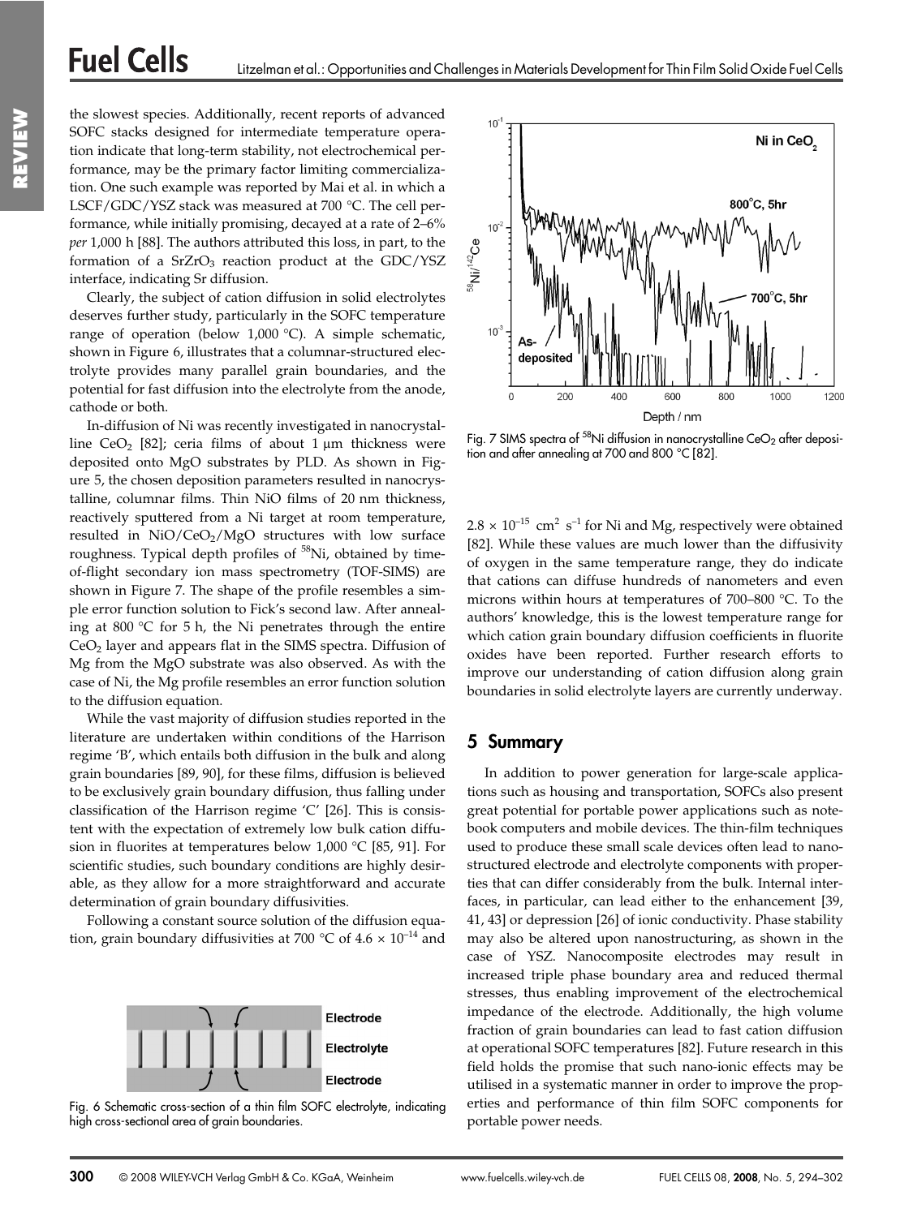the slowest species. Additionally, recent reports of advanced SOFC stacks designed for intermediate temperature operation indicate that long-term stability, not electrochemical performance, may be the primary factor limiting commercialization. One such example was reported by Mai et al. in which a LSCF/GDC/YSZ stack was measured at 700 °C. The cell performance, while initially promising, decayed at a rate of 2–6% *per* 1,000 h [88]. The authors attributed this loss, in part, to the formation of a $SrZrO_3$ reaction product at the GDC/YSZ interface, indicating Sr diffusion.

Clearly, the subject of cation diffusion in solid electrolytes deserves further study, particularly in the SOFC temperature range of operation (below 1,000 °C). A simple schematic, shown in Figure 6, illustrates that a columnar-structured electrolyte provides many parallel grain boundaries, and the potential for fast diffusion into the electrolyte from the anode, cathode or both.

In-diffusion of Ni was recently investigated in nanocrystalline $CeO_2$ [82]; ceria films of about 1 µm thickness were deposited onto MgO substrates by PLD. As shown in Figure 5, the chosen deposition parameters resulted in nanocrystalline, columnar films. Thin NiO films of 20 nm thickness, reactively sputtered from a Ni target at room temperature, resulted in $NiO/CeO_2/MgO$ structures with low surface roughness. Typical depth profiles of $^{58}Ni$, obtained by time-of-flight secondary ion mass spectrometry (TOF-SIMS) are shown in Figure 7. The shape of the profile resembles a simple error function solution to Fick's second law. After annealing at 800 °C for 5 h, the Ni penetrates through the entire $CeO_2$ layer and appears flat in the SIMS spectra. Diffusion of Mg from the MgO substrate was also observed. As with the case of Ni, the Mg profile resembles an error function solution to the diffusion equation.

While the vast majority of diffusion studies reported in the literature are undertaken within conditions of the Harrison regime 'B', which entails both diffusion in the bulk and along grain boundaries [89, 90], for these films, diffusion is believed to be exclusively grain boundary diffusion, thus falling under classification of the Harrison regime 'C' [26]. This is consistent with the expectation of extremely low bulk cation diffusion in fluorites at temperatures below 1,000 °C [85, 91]. For scientific studies, such boundary conditions are highly desirable, as they allow for a more straightforward and accurate determination of grain boundary diffusivities.

Following a constant source solution of the diffusion equation, grain boundary diffusivities at 700 °C of $4.6 \times 10^{-14}$ and $2.8 \times 10^{-15}$ $cm^2\ s^{-1}$ for Ni and Mg, respectively were obtained [82]. While these values are much lower than the diffusivity of oxygen in the same temperature range, they do indicate that cations can diffuse hundreds of nanometers and even microns within hours at temperatures of 700–800 °C. To the authors' knowledge, this is the lowest temperature range for which cation grain boundary diffusion coefficients in fluorite oxides have been reported. Further research efforts to improve our understanding of cation diffusion along grain boundaries in solid electrolyte layers are currently underway.

Fig. 6 Schematic cross-section of a thin film SOFC electrolyte, indicating high cross-sectional area of grain boundaries.

Fig. 7 SIMS spectra of $^{58}Ni$ diffusion in nanocrystalline $CeO_2$ after deposition and after annealing at 700 and 800 °C [82].

## 5 Summary

In addition to power generation for large-scale applications such as housing and transportation, SOFCs also present great potential for portable power applications such as notebook computers and mobile devices. The thin-film techniques used to produce these small scale devices often lead to nanostructured electrode and electrolyte components with properties that can differ considerably from the bulk. Internal interfaces, in particular, can lead either to the enhancement [39, 41, 43] or depression [26] of ionic conductivity. Phase stability may also be altered upon nanostructuring, as shown in the case of YSZ. Nanocomposite electrodes may result in increased triple phase boundary area and reduced thermal stresses, thus enabling improvement of the electrochemical impedance of the electrode. Additionally, the high volume fraction of grain boundaries can lead to fast cation diffusion at operational SOFC temperatures [82]. Future research in this field holds the promise that such nano-ionic effects may be utilised in a systematic manner in order to improve the properties and performance of thin film SOFC components for portable power needs.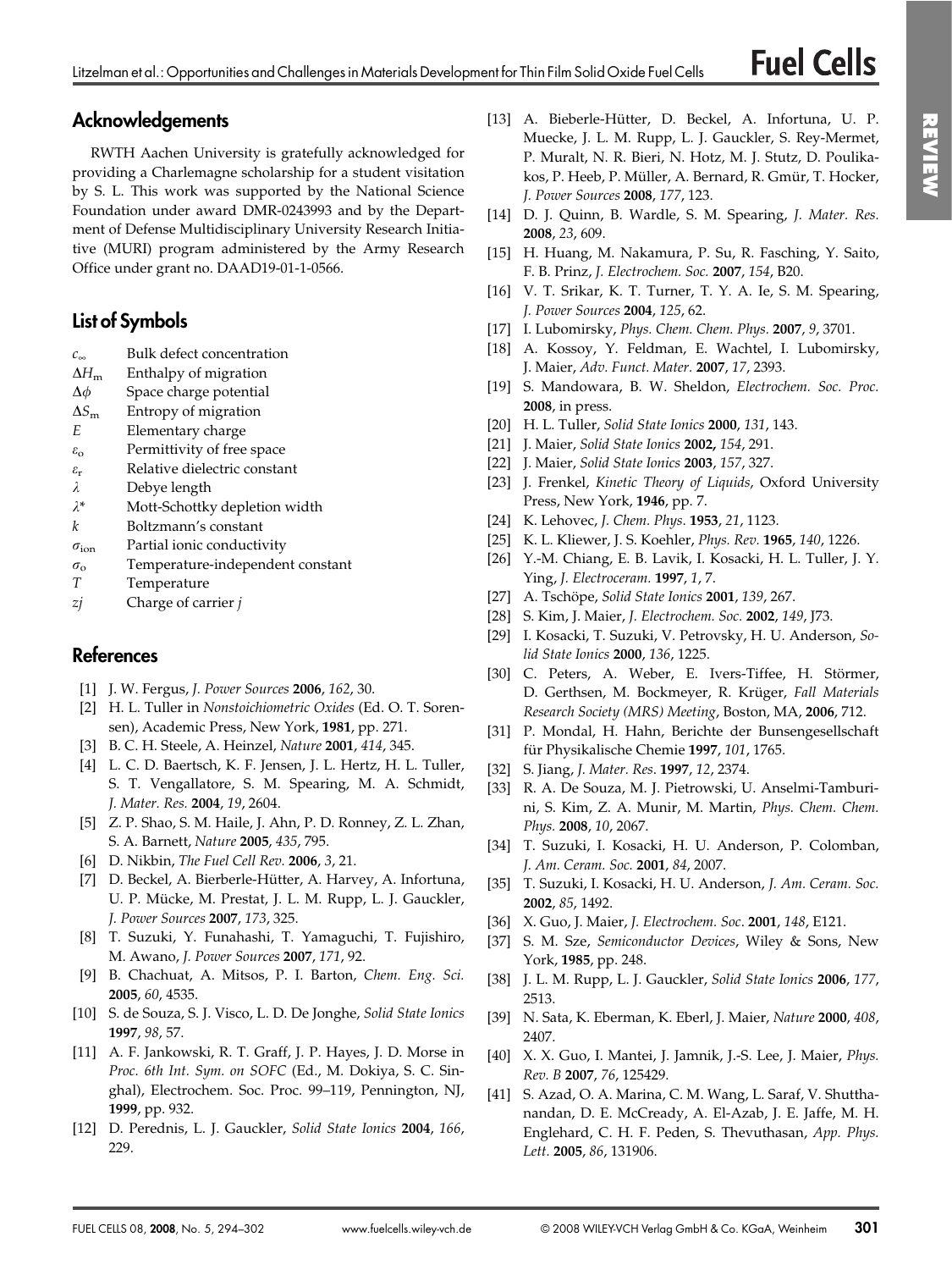## Acknowledgements

RWTH Aachen University is gratefully acknowledged for providing a Charlemagne scholarship for a student visitation by S. L. This work was supported by the National Science Foundation under award DMR-0243993 and by the Department of Defense Multidisciplinary University Research Initiative (MURI) program administered by the Army Research Office under grant no. DAAD19-01-1-0566.

## List of Symbols

| | |
|---|---|
| $c_\infty$ | Bulk defect concentration |
| $\Delta H_m$ | Enthalpy of migration |
| $\Delta\phi$ | Space charge potential |
| $\Delta S_m$ | Entropy of migration |
| $E$ | Elementary charge |
| $\varepsilon_o$ | Permittivity of free space |
| $\varepsilon_r$ | Relative dielectric constant |
| $\lambda$ | Debye length |
| $\lambda^*$ | Mott-Schottky depletion width |
| $k$ | Boltzmann's constant |
| $\sigma_{ion}$ | Partial ionic conductivity |
| $\sigma_o$ | Temperature-independent constant |
| $T$ | Temperature |
| $zj$ | Charge of carrier $j$ |

## References

[1] J. W. Fergus, *J. Power Sources* **2006**, *162*, 30.

[2] H. L. Tuller in *Nonstoichiometric Oxides* (Ed. O. T. Sorensen), Academic Press, New York, **1981**, pp. 271.

[3] B. C. H. Steele, A. Heinzel, *Nature* **2001**, *414*, 345.

[4] L. C. D. Baertsch, K. F. Jensen, J. L. Hertz, H. L. Tuller, S. T. Vengallatore, S. M. Spearing, M. A. Schmidt, *J. Mater. Res.* **2004**, *19*, 2604.

[5] Z. P. Shao, S. M. Haile, J. Ahn, P. D. Ronney, Z. L. Zhan, S. A. Barnett, *Nature* **2005**, *435*, 795.

[6] D. Nikbin, *The Fuel Cell Rev.* **2006**, *3*, 21.

[7] D. Beckel, A. Bierberle-Hütter, A. Harvey, A. Infortuna, U. P. Mücke, M. Prestat, J. L. M. Rupp, L. J. Gauckler, *J. Power Sources* **2007**, *173*, 325.

[8] T. Suzuki, Y. Funahashi, T. Yamaguchi, T. Fujishiro, M. Awano, *J. Power Sources* **2007**, *171*, 92.

[9] B. Chachuat, A. Mitsos, P. I. Barton, *Chem. Eng. Sci.* **2005**, *60*, 4535.

[10] S. de Souza, S. J. Visco, L. D. De Jonghe, *Solid State Ionics* **1997**, *98*, 57.

[11] A. F. Jankowski, R. T. Graff, J. P. Hayes, J. D. Morse in *Proc. 6th Int. Sym. on SOFC* (Ed., M. Dokiya, S. C. Singhal), Electrochem. Soc. Proc. 99–119, Pennington, NJ, **1999**, pp. 932.

[12] D. Perednis, L. J. Gauckler, *Solid State Ionics* **2004**, *166*, 229.

[13] A. Bieberle-Hütter, D. Beckel, A. Infortuna, U. P. Muecke, J. L. M. Rupp, L. J. Gauckler, S. Rey-Mermet, P. Muralt, N. R. Bieri, N. Hotz, M. J. Stutz, D. Poulikakos, P. Heeb, P. Müller, A. Bernard, R. Gmür, T. Hocker, *J. Power Sources* **2008**, *177*, 123.

[14] D. J. Quinn, B. Wardle, S. M. Spearing, *J. Mater. Res.* **2008**, *23*, 609.

[15] H. Huang, M. Nakamura, P. Su, R. Fasching, Y. Saito, F. B. Prinz, *J. Electrochem. Soc.* **2007**, *154*, B20.

[16] V. T. Srikar, K. T. Turner, T. Y. A. Ie, S. M. Spearing, *J. Power Sources* **2004**, *125*, 62.

[17] I. Lubomirsky, *Phys. Chem. Chem. Phys.* **2007**, *9*, 3701.

[18] A. Kossoy, Y. Feldman, E. Wachtel, I. Lubomirsky, J. Maier, *Adv. Funct. Mater.* **2007**, *17*, 2393.

[19] S. Mandowara, B. W. Sheldon, *Electrochem. Soc. Proc.* **2008**, in press.

[20] H. L. Tuller, *Solid State Ionics* **2000**, *131*, 143.

[21] J. Maier, *Solid State Ionics* **2002,** *154*, 291.

[22] J. Maier, *Solid State Ionics* **2003**, *157*, 327.

[23] J. Frenkel, *Kinetic Theory of Liquids*, Oxford University Press, New York, **1946**, pp. 7.

[24] K. Lehovec, *J. Chem. Phys.* **1953**, *21*, 1123.

[25] K. L. Kliewer, J. S. Koehler, *Phys. Rev.* **1965**, *140*, 1226.

[26] Y.-M. Chiang, E. B. Lavik, I. Kosacki, H. L. Tuller, J. Y. Ying, *J. Electroceram.* **1997**, *1*, 7.

[27] A. Tschöpe, *Solid State Ionics* **2001**, *139*, 267.

[28] S. Kim, J. Maier, *J. Electrochem. Soc.* **2002**, *149*, J73.

[29] I. Kosacki, T. Suzuki, V. Petrovsky, H. U. Anderson, *Solid State Ionics* **2000**, *136*, 1225.

[30] C. Peters, A. Weber, E. Ivers-Tiffee, H. Störmer, D. Gerthsen, M. Bockmeyer, R. Krüger, *Fall Materials Research Society (MRS) Meeting*, Boston, MA, **2006**, 712.

[31] P. Mondal, H. Hahn, Berichte der Bunsengesellschaft für Physikalische Chemie **1997**, *101*, 1765.

[32] S. Jiang, *J. Mater. Res.* **1997**, *12*, 2374.

[33] R. A. De Souza, M. J. Pietrowski, U. Anselmi-Tamburini, S. Kim, Z. A. Munir, M. Martin, *Phys. Chem. Chem. Phys.* **2008**, *10*, 2067.

[34] T. Suzuki, I. Kosacki, H. U. Anderson, P. Colomban, *J. Am. Ceram. Soc.* **2001**, *84*, 2007.

[35] T. Suzuki, I. Kosacki, H. U. Anderson, *J. Am. Ceram. Soc.* **2002**, *85*, 1492.

[36] X. Guo, J. Maier, *J. Electrochem. Soc*. **2001**, *148*, E121.

[37] S. M. Sze, *Semiconductor Devices*, Wiley & Sons, New York, **1985**, pp. 248.

[38] J. L. M. Rupp, L. J. Gauckler, *Solid State Ionics* **2006**, *177*, 2513.

[39] N. Sata, K. Eberman, K. Eberl, J. Maier, *Nature* **2000**, *408*, 2407.

[40] X. X. Guo, I. Mantei, J. Jamnik, J.-S. Lee, J. Maier, *Phys. Rev. B* **2007**, *76*, 125429.

[41] S. Azad, O. A. Marina, C. M. Wang, L. Saraf, V. Shutthanandan, D. E. McCready, A. El-Azab, J. E. Jaffe, M. H. Englehard, C. H. F. Peden, S. Thevuthasan, *App. Phys. Lett.* **2005**, *86*, 131906.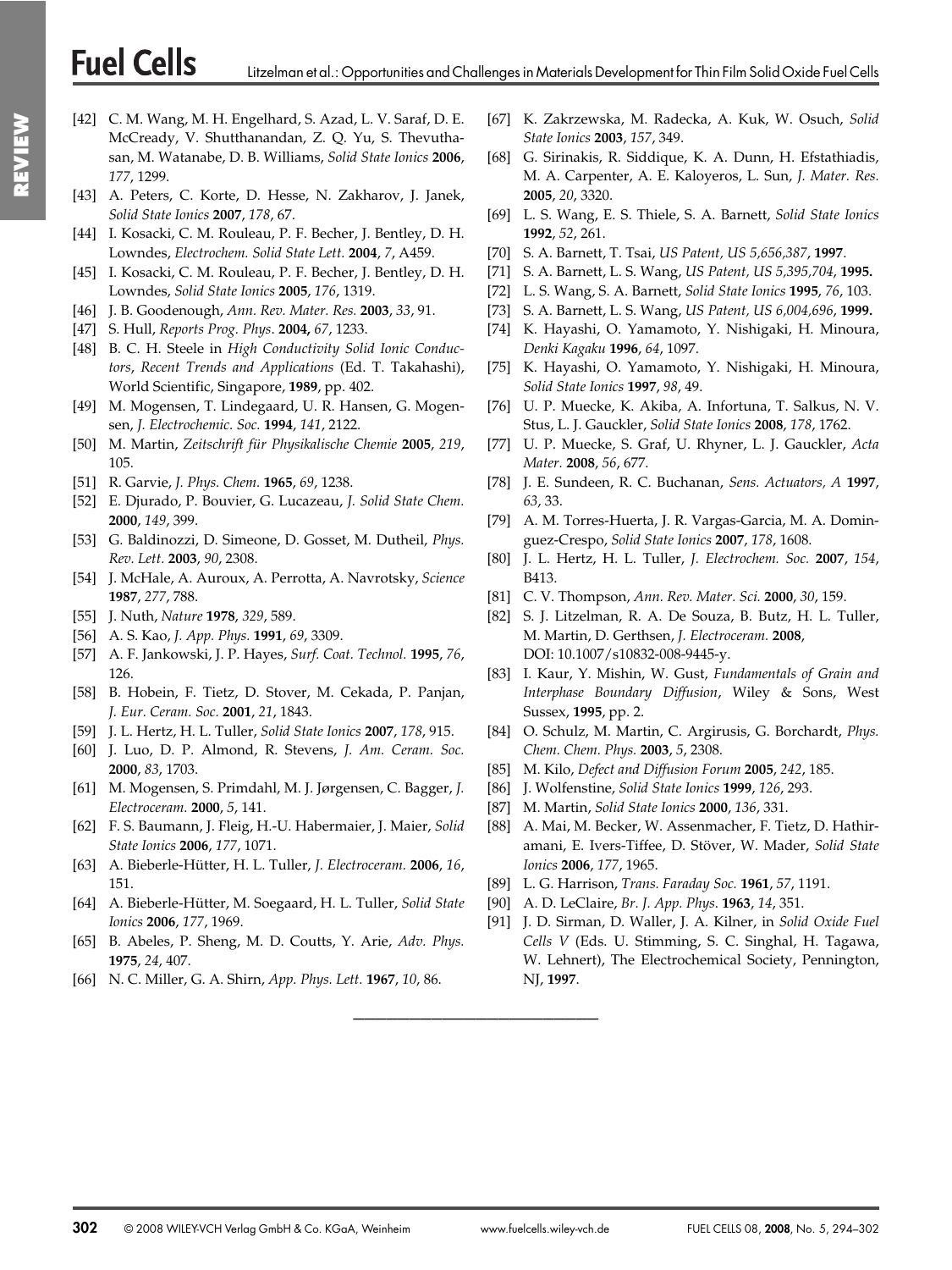[42] C. M. Wang, M. H. Engelhard, S. Azad, L. V. Saraf, D. E. McCready, V. Shutthanandan, Z. Q. Yu, S. Thevuthasan, M. Watanabe, D. B. Williams, *Solid State Ionics* **2006**, *177*, 1299.

[43] A. Peters, C. Korte, D. Hesse, N. Zakharov, J. Janek, *Solid State Ionics* **2007**, *178*, 67.

[44] I. Kosacki, C. M. Rouleau, P. F. Becher, J. Bentley, D. H. Lowndes, *Electrochem. Solid State Lett.* **2004**, *7*, A459.

[45] I. Kosacki, C. M. Rouleau, P. F. Becher, J. Bentley, D. H. Lowndes, *Solid State Ionics* **2005**, *176*, 1319.

[46] J. B. Goodenough, *Ann. Rev. Mater. Res.* **2003**, *33*, 91.

[47] S. Hull, *Reports Prog. Phys.* **2004,** *67*, 1233.

[48] B. C. H. Steele in *High Conductivity Solid Ionic Conductors*, *Recent Trends and Applications* (Ed. T. Takahashi), World Scientific, Singapore, **1989**, pp. 402.

[49] M. Mogensen, T. Lindegaard, U. R. Hansen, G. Mogensen, *J. Electrochemic. Soc.* **1994**, *141*, 2122.

[50] M. Martin, *Zeitschrift für Physikalische Chemie* **2005**, *219*, 105.

[51] R. Garvie, *J. Phys. Chem.* **1965**, *69*, 1238.

[52] E. Djurado, P. Bouvier, G. Lucazeau, *J. Solid State Chem.* **2000**, *149*, 399.

[53] G. Baldinozzi, D. Simeone, D. Gosset, M. Dutheil, *Phys. Rev. Lett.* **2003**, *90*, 2308.

[54] J. McHale, A. Auroux, A. Perrotta, A. Navrotsky, *Science* **1987**, *277*, 788.

[55] J. Nuth, *Nature* **1978**, *329*, 589.

[56] A. S. Kao, *J. App. Phys.* **1991**, *69*, 3309.

[57] A. F. Jankowski, J. P. Hayes, *Surf. Coat. Technol.* **1995**, *76*, 126.

[58] B. Hobein, F. Tietz, D. Stover, M. Cekada, P. Panjan, *J. Eur. Ceram. Soc.* **2001**, *21*, 1843.

[59] J. L. Hertz, H. L. Tuller, *Solid State Ionics* **2007**, *178*, 915.

[60] J. Luo, D. P. Almond, R. Stevens, *J. Am. Ceram. Soc.* **2000**, *83*, 1703.

[61] M. Mogensen, S. Primdahl, M. J. Jørgensen, C. Bagger, *J. Electroceram.* **2000**, *5*, 141.

[62] F. S. Baumann, J. Fleig, H.-U. Habermaier, J. Maier, *Solid State Ionics* **2006**, *177*, 1071.

[63] A. Bieberle-Hütter, H. L. Tuller, *J. Electroceram.* **2006**, *16*, 151.

[64] A. Bieberle-Hütter, M. Soegaard, H. L. Tuller, *Solid State Ionics* **2006**, *177*, 1969.

[65] B. Abeles, P. Sheng, M. D. Coutts, Y. Arie, *Adv. Phys.* **1975**, *24*, 407.

[66] N. C. Miller, G. A. Shirn, *App. Phys. Lett.* **1967**, *10*, 86.

[67] K. Zakrzewska, M. Radecka, A. Kuk, W. Osuch, *Solid State Ionics* **2003**, *157*, 349.

[68] G. Sirinakis, R. Siddique, K. A. Dunn, H. Efstathiadis, M. A. Carpenter, A. E. Kaloyeros, L. Sun, *J. Mater. Res.* **2005**, *20*, 3320.

[69] L. S. Wang, E. S. Thiele, S. A. Barnett, *Solid State Ionics* **1992**, *52*, 261.

[70] S. A. Barnett, T. Tsai, *US Patent, US 5,656,387*, **1997**.

[71] S. A. Barnett, L. S. Wang, *US Patent, US 5,395,704*, **1995.**

[72] L. S. Wang, S. A. Barnett, *Solid State Ionics* **1995**, *76*, 103.

[73] S. A. Barnett, L. S. Wang, *US Patent, US 6,004,696*, **1999.**

[74] K. Hayashi, O. Yamamoto, Y. Nishigaki, H. Minoura, *Denki Kagaku* **1996**, *64*, 1097.

[75] K. Hayashi, O. Yamamoto, Y. Nishigaki, H. Minoura, *Solid State Ionics* **1997**, *98*, 49.

[76] U. P. Muecke, K. Akiba, A. Infortuna, T. Salkus, N. V. Stus, L. J. Gauckler, *Solid State Ionics* **2008**, *178*, 1762.

[77] U. P. Muecke, S. Graf, U. Rhyner, L. J. Gauckler, *Acta Mater.* **2008**, *56*, 677.

[78] J. E. Sundeen, R. C. Buchanan, *Sens. Actuators, A* **1997**, *63*, 33.

[79] A. M. Torres-Huerta, J. R. Vargas-Garcia, M. A. Dominguez-Crespo, *Solid State Ionics* **2007**, *178*, 1608.

[80] J. L. Hertz, H. L. Tuller, *J. Electrochem. Soc.* **2007**, *154*, B413.

[81] C. V. Thompson, *Ann. Rev. Mater. Sci.* **2000**, *30*, 159.

[82] S. J. Litzelman, R. A. De Souza, B. Butz, H. L. Tuller, M. Martin, D. Gerthsen, *J. Electroceram.* **2008**, DOI: 10.1007/s10832-008-9445-y.

[83] I. Kaur, Y. Mishin, W. Gust, *Fundamentals of Grain and Interphase Boundary Diffusion*, Wiley & Sons, West Sussex, **1995**, pp. 2.

[84] O. Schulz, M. Martin, C. Argirusis, G. Borchardt, *Phys. Chem. Chem. Phys.* **2003**, *5*, 2308.

[85] M. Kilo, *Defect and Diffusion Forum* **2005**, *242*, 185.

[86] J. Wolfenstine, *Solid State Ionics* **1999**, *126*, 293.

[87] M. Martin, *Solid State Ionics* **2000**, *136*, 331.

[88] A. Mai, M. Becker, W. Assenmacher, F. Tietz, D. Hathiramani, E. Ivers-Tiffee, D. Stöver, W. Mader, *Solid State Ionics* **2006**, *177*, 1965.

[89] L. G. Harrison, *Trans. Faraday Soc.* **1961**, *57*, 1191.

[90] A. D. LeClaire, *Br. J. App. Phys.* **1963**, *14*, 351.

[91] J. D. Sirman, D. Waller, J. A. Kilner, in *Solid Oxide Fuel Cells V* (Eds. U. Stimming, S. C. Singhal, H. Tagawa, W. Lehnert), The Electrochemical Society, Pennington, NJ, **1997**.

---